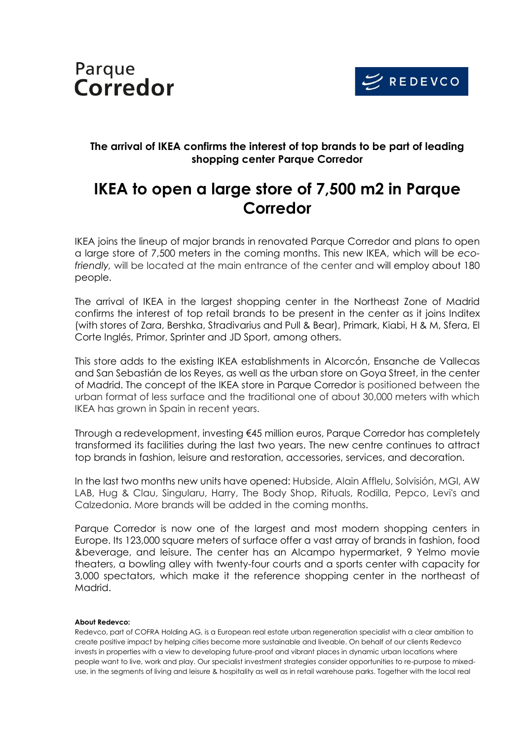Parque
**Corredor**

REDEVCO

**The arrival of IKEA confirms the interest of top brands to be part of leading shopping center Parque Corredor**

# IKEA to open a large store of 7,500 m2 in Parque Corredor

IKEA joins the lineup of major brands in renovated Parque Corredor and plans to open a large store of 7,500 meters in the coming months. This new IKEA, which will be *eco-friendly,* will be located at the main entrance of the center and will employ about 180 people.

The arrival of IKEA in the largest shopping center in the Northeast Zone of Madrid confirms the interest of top retail brands to be present in the center as it joins Inditex (with stores of Zara, Bershka, Stradivarius and Pull & Bear), Primark, Kiabi, H & M, Sfera, El Corte Inglés, Primor, Sprinter and JD Sport, among others.

This store adds to the existing IKEA establishments in Alcorcón, Ensanche de Vallecas and San Sebastián de los Reyes, as well as the urban store on Goya Street, in the center of Madrid. The concept of the IKEA store in Parque Corredor is positioned between the urban format of less surface and the traditional one of about 30,000 meters with which IKEA has grown in Spain in recent years.

Through a redevelopment, investing €45 million euros, Parque Corredor has completely transformed its facilities during the last two years. The new centre continues to attract top brands in fashion, leisure and restoration, accessories, services, and decoration.

In the last two months new units have opened: Hubside, Alain Afflelu, Solvisión, MGI, AW LAB, Hug & Clau, Singularu, Harry, The Body Shop, Rituals, Rodilla, Pepco, Levi's and Calzedonia. More brands will be added in the coming months.

Parque Corredor is now one of the largest and most modern shopping centers in Europe. Its 123,000 square meters of surface offer a vast array of brands in fashion, food &beverage, and leisure. The center has an Alcampo hypermarket, 9 Yelmo movie theaters, a bowling alley with twenty-four courts and a sports center with capacity for 3,000 spectators, which make it the reference shopping center in the northeast of Madrid.

**About Redevco:**

Redevco, part of COFRA Holding AG, is a European real estate urban regeneration specialist with a clear ambition to create positive impact by helping cities become more sustainable and liveable. On behalf of our clients Redevco invests in properties with a view to developing future-proof and vibrant places in dynamic urban locations where people want to live, work and play. Our specialist investment strategies consider opportunities to re-purpose to mixed-use, in the segments of living and leisure & hospitality as well as in retail warehouse parks. Together with the local real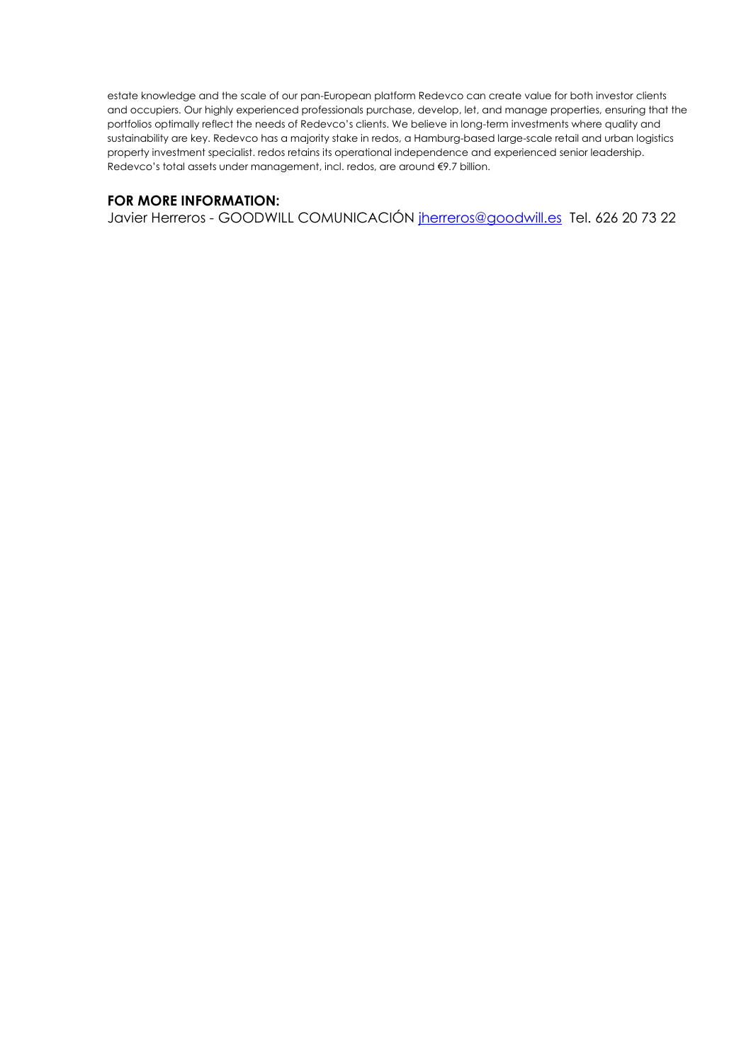estate knowledge and the scale of our pan-European platform Redevco can create value for both investor clients and occupiers. Our highly experienced professionals purchase, develop, let, and manage properties, ensuring that the portfolios optimally reflect the needs of Redevco's clients. We believe in long-term investments where quality and sustainability are key. Redevco has a majority stake in redos, a Hamburg-based large-scale retail and urban logistics property investment specialist. redos retains its operational independence and experienced senior leadership. Redevco's total assets under management, incl. redos, are around €9.7 billion.

**FOR MORE INFORMATION:**

Javier Herreros - GOODWILL COMUNICACIÓN jherreros@goodwill.es Tel. 626 20 73 22